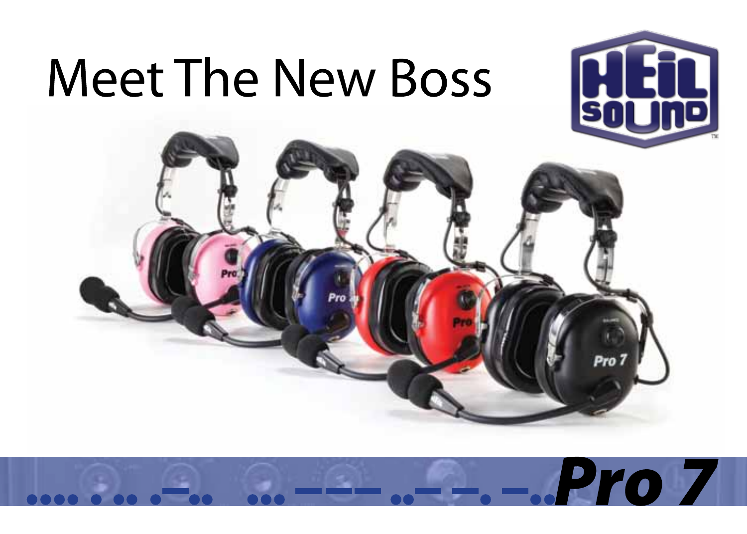# Meet The New Boss

**Pro 7**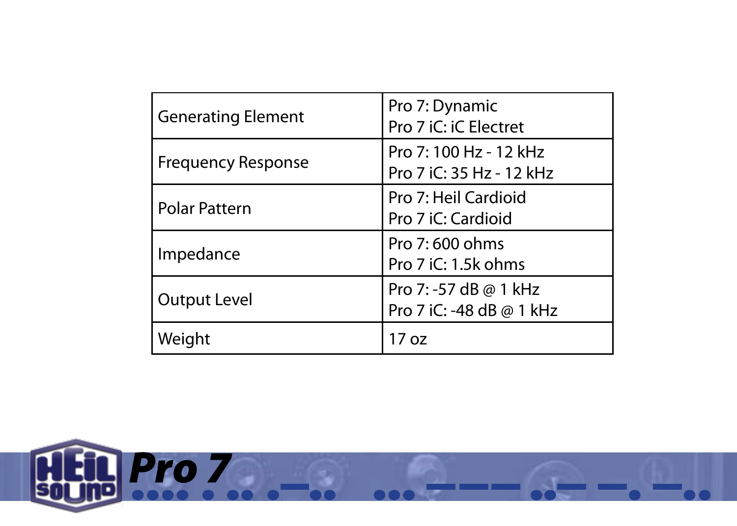| | |
|---|---|
| Generating Element | Pro 7: Dynamic<br>Pro 7 iC: iC Electret |
| Frequency Response | Pro 7: 100 Hz - 12 kHz<br>Pro 7 iC: 35 Hz - 12 kHz |
| Polar Pattern | Pro 7: Heil Cardioid<br>Pro 7 iC: Cardioid |
| Impedance | Pro 7: 600 ohms<br>Pro 7 iC: 1.5k ohms |
| Output Level | Pro 7: -57 dB @ 1 kHz<br>Pro 7 iC: -48 dB @ 1 kHz |
| Weight | 17 oz |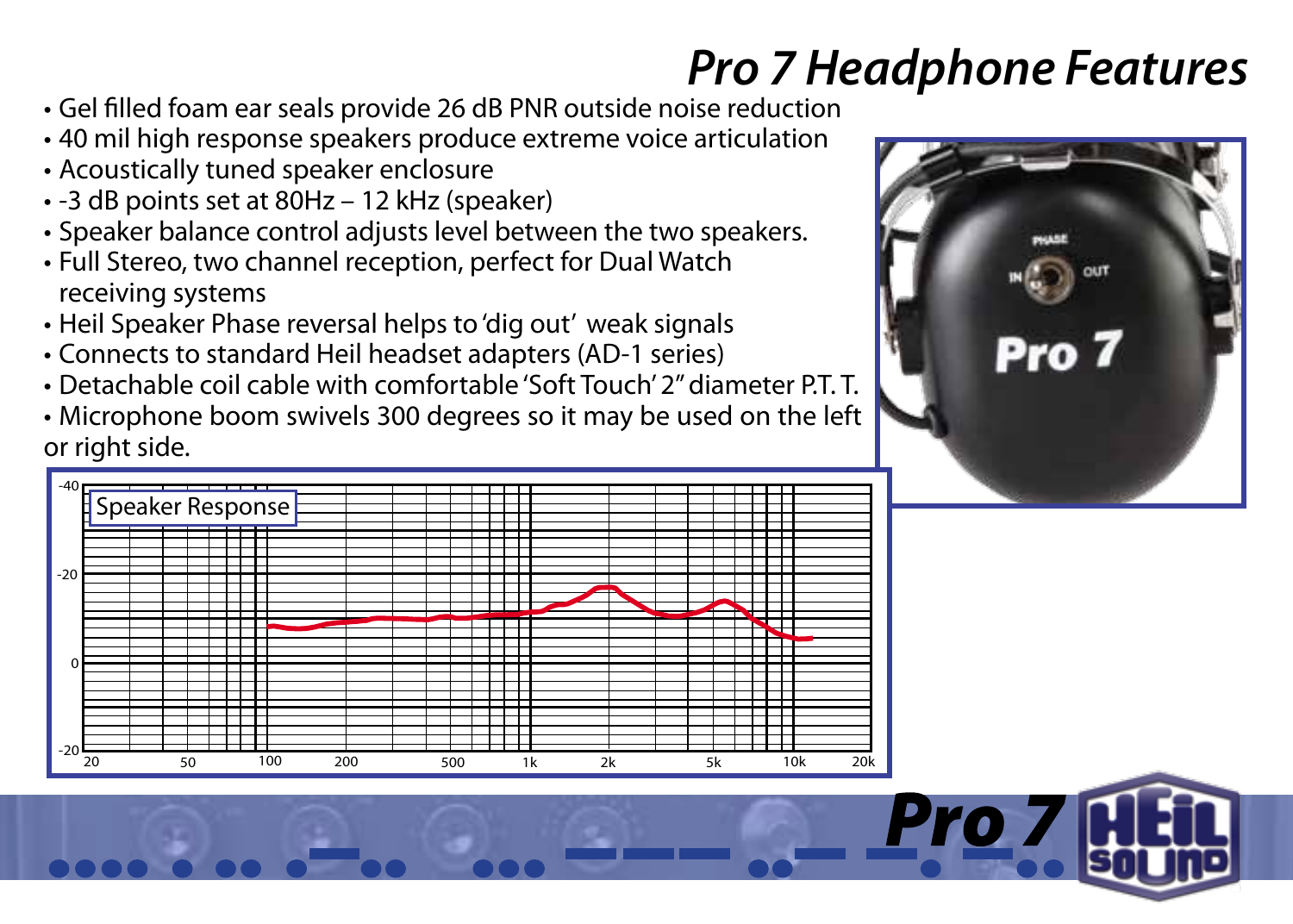# *Pro 7 Headphone Features*

- Gel filled foam ear seals provide 26 dB PNR outside noise reduction
- 40 mil high response speakers produce extreme voice articulation
- Acoustically tuned speaker enclosure
- -3 dB points set at 80Hz – 12 kHz (speaker)
- Speaker balance control adjusts level between the two speakers.
- Full Stereo, two channel reception, perfect for Dual Watch receiving systems
- Heil Speaker Phase reversal helps to 'dig out' weak signals
- Connects to standard Heil headset adapters (AD-1 series)
- Detachable coil cable with comfortable 'Soft Touch' 2" diameter P.T. T.
- Microphone boom swivels 300 degrees so it may be used on the left or right side.

Speaker Response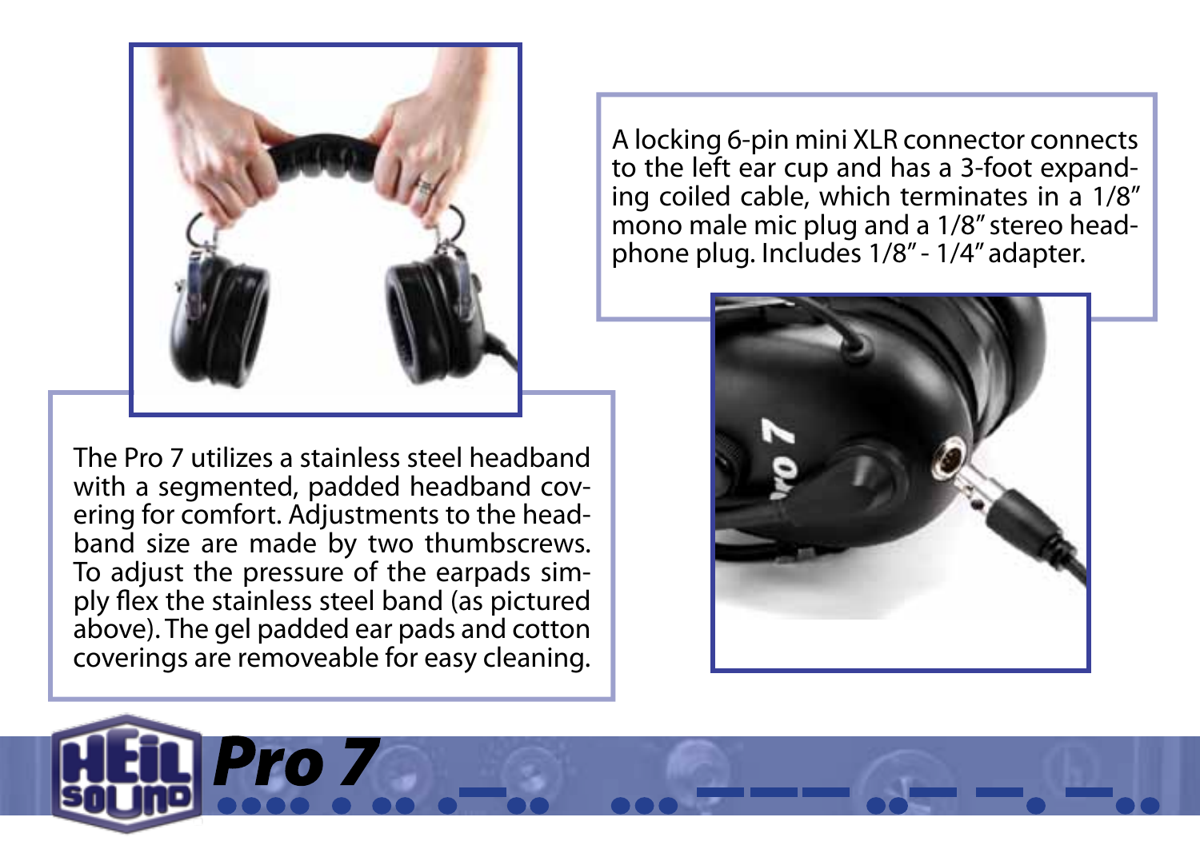The Pro 7 utilizes a stainless steel headband with a segmented, padded headband covering for comfort. Adjustments to the headband size are made by two thumbscrews. To adjust the pressure of the earpads simply flex the stainless steel band (as pictured above). The gel padded ear pads and cotton coverings are removeable for easy cleaning.

A locking 6-pin mini XLR connector connects to the left ear cup and has a 3-foot expanding coiled cable, which terminates in a 1/8″ mono male mic plug and a 1/8″ stereo headphone plug. Includes 1/8″ - 1/4″ adapter.

**Pro 7**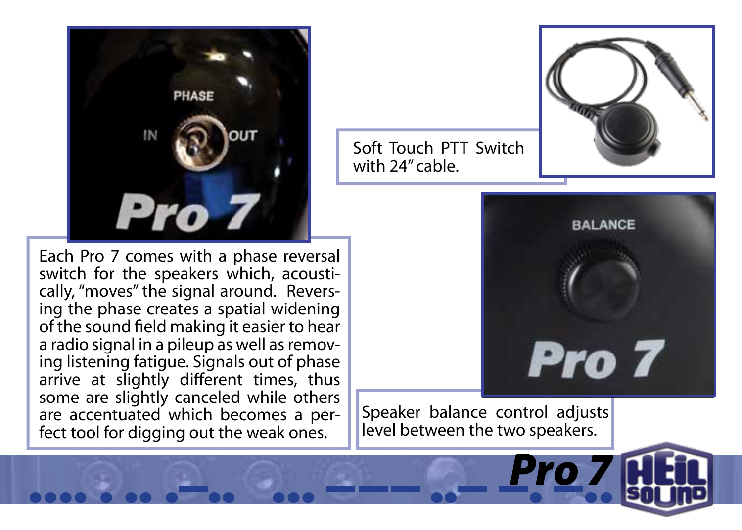Each Pro 7 comes with a phase reversal switch for the speakers which, acoustically, "moves" the signal around. Reversing the phase creates a spatial widening of the sound field making it easier to hear a radio signal in a pileup as well as removing listening fatigue. Signals out of phase arrive at slightly different times, thus some are slightly canceled while others are accentuated which becomes a perfect tool for digging out the weak ones.

Soft Touch PTT Switch with 24" cable.

Speaker balance control adjusts level between the two speakers.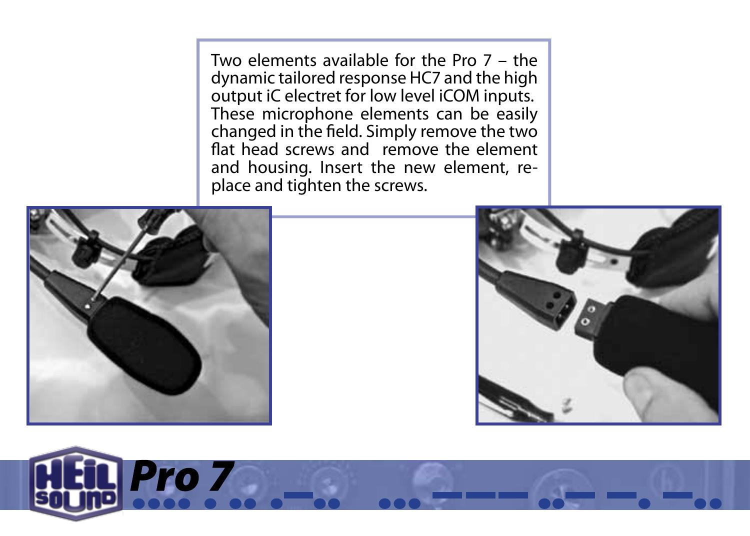Two elements available for the Pro 7 – the dynamic tailored response HC7 and the high output iC electret for low level iCOM inputs. These microphone elements can be easily changed in the field. Simply remove the two flat head screws and remove the element and housing. Insert the new element, replace and tighten the screws.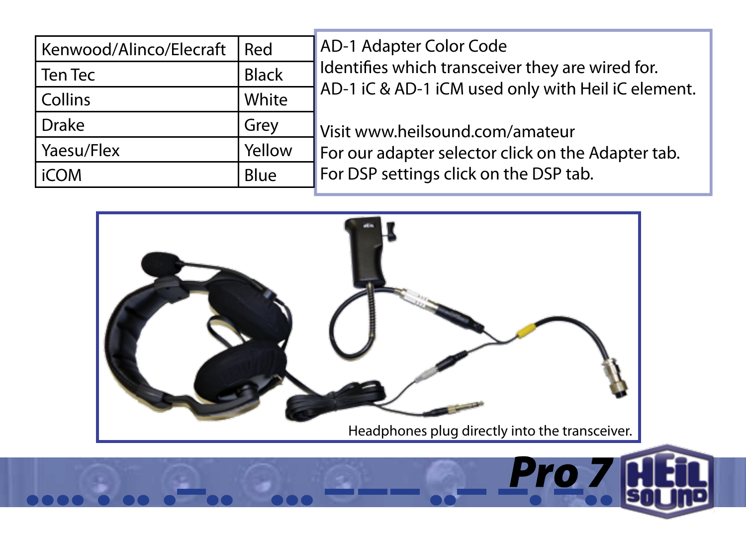| Kenwood/Alinco/Elecraft | Red |
|---|---|
| Ten Tec | Black |
| Collins | White |
| Drake | Grey |
| Yaesu/Flex | Yellow |
| iCOM | Blue |

AD-1 Adapter Color Code
Identifies which transceiver they are wired for.
AD-1 iC & AD-1 iCM used only with Heil iC element.

Visit www.heilsound.com/amateur
For our adapter selector click on the Adapter tab.
For DSP settings click on the DSP tab.

Headphones plug directly into the transceiver.

**Pro 7**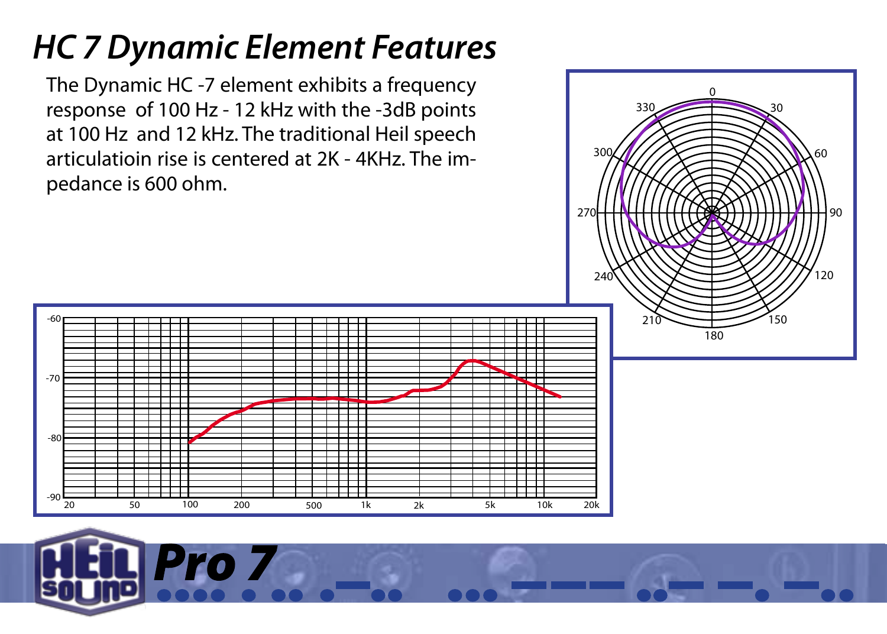# HC 7 Dynamic Element Features

The Dynamic HC -7 element exhibits a frequency response of 100 Hz - 12 kHz with the -3dB points at 100 Hz and 12 kHz. The traditional Heil speech articulatioin rise is centered at 2K - 4KHz. The impedance is 600 ohm.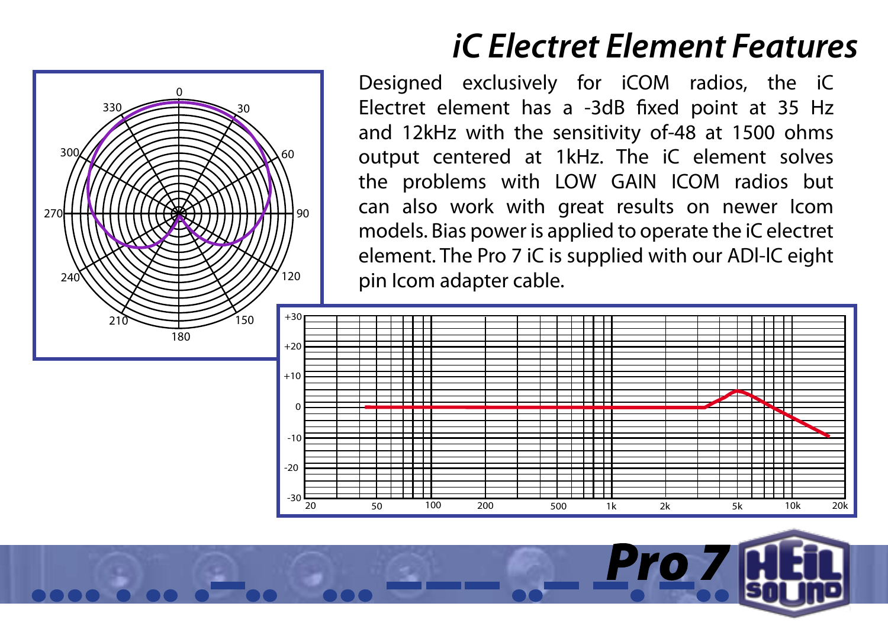# iC Electret Element Features

Designed exclusively for iCOM radios, the iC Electret element has a -3dB fixed point at 35 Hz and 12kHz with the sensitivity of-48 at 1500 ohms output centered at 1kHz. The iC element solves the problems with LOW GAIN ICOM radios but can also work with great results on newer Icom models. Bias power is applied to operate the iC electret element. The Pro 7 iC is supplied with our ADI-IC eight pin Icom adapter cable.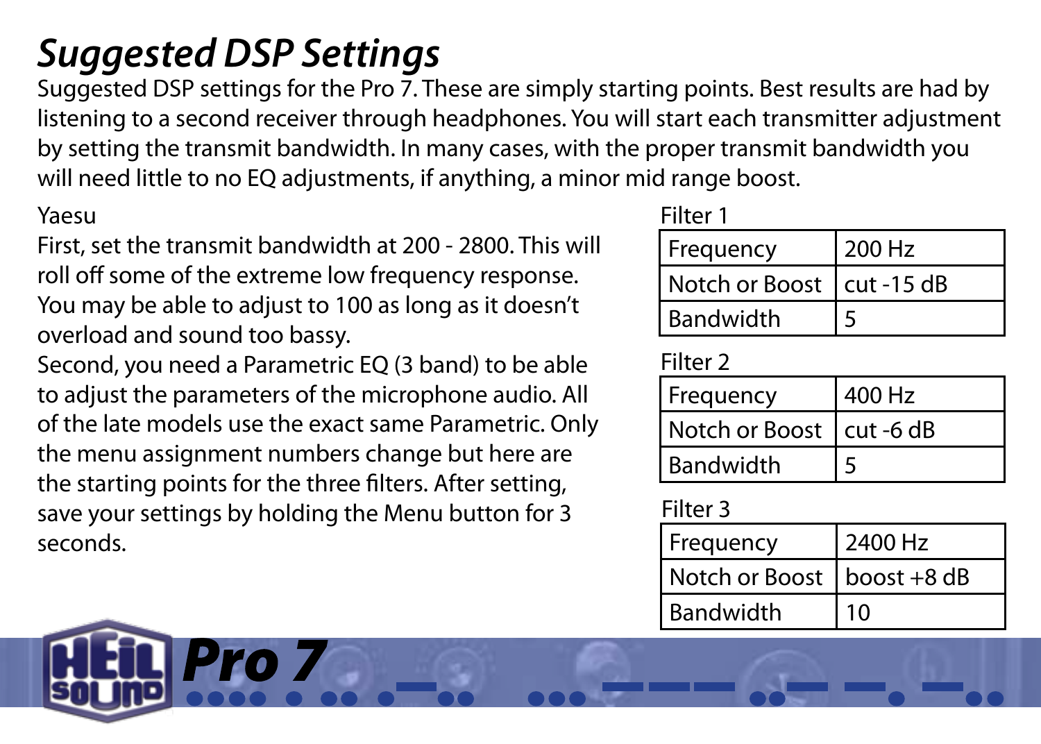# *Suggested DSP Settings*

Suggested DSP settings for the Pro 7. These are simply starting points. Best results are had by listening to a second receiver through headphones. You will start each transmitter adjustment by setting the transmit bandwidth. In many cases, with the proper transmit bandwidth you will need little to no EQ adjustments, if anything, a minor mid range boost.

Yaesu

First, set the transmit bandwidth at 200 - 2800. This will roll off some of the extreme low frequency response. You may be able to adjust to 100 as long as it doesn't overload and sound too bassy.

Second, you need a Parametric EQ (3 band) to be able to adjust the parameters of the microphone audio. All of the late models use the exact same Parametric. Only the menu assignment numbers change but here are the starting points for the three filters. After setting, save your settings by holding the Menu button for 3 seconds.

Filter 1

| Frequency | 200 Hz |
|---|---|
| Notch or Boost | cut -15 dB |
| Bandwidth | 5 |

Filter 2

| Frequency | 400 Hz |
|---|---|
| Notch or Boost | cut -6 dB |
| Bandwidth | 5 |

Filter 3

| Frequency | 2400 Hz |
|---|---|
| Notch or Boost | boost +8 dB |
| Bandwidth | 10 |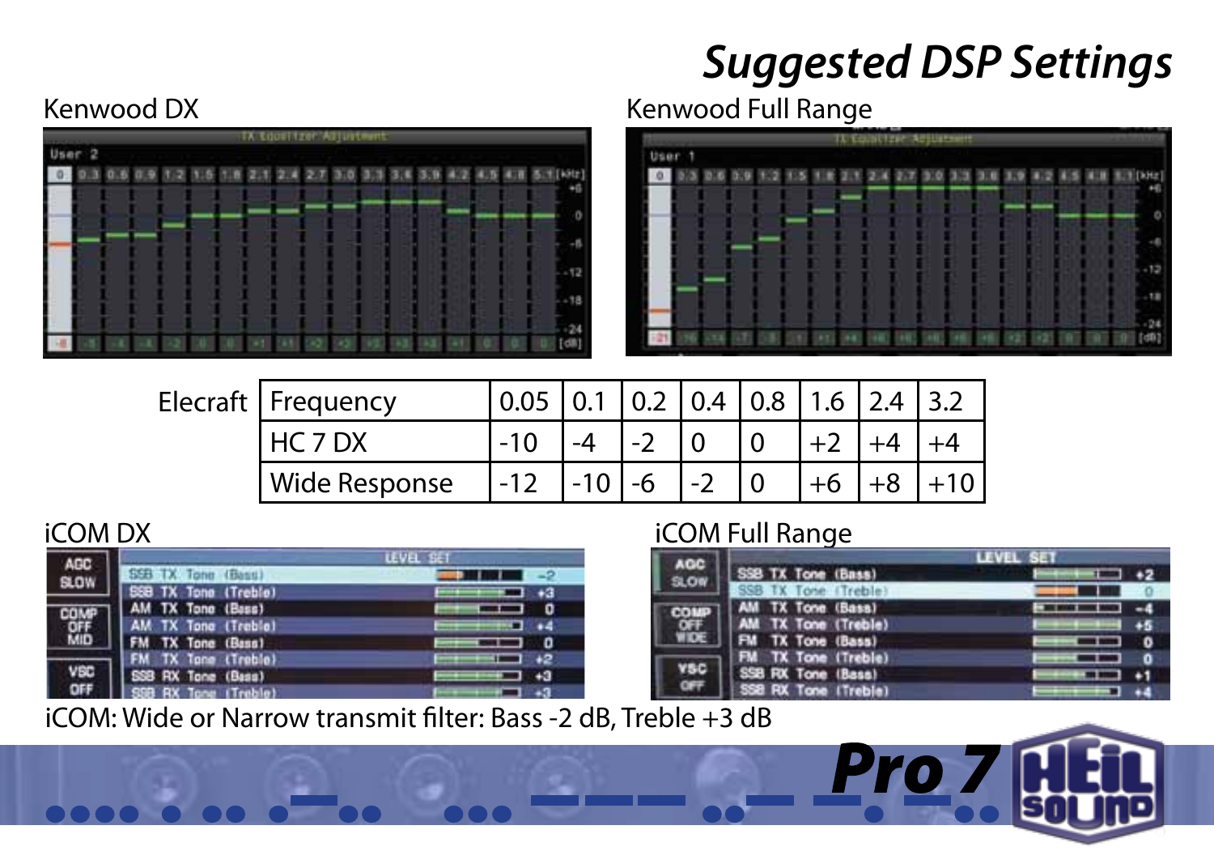# *Suggested DSP Settings*

Kenwood DX

Kenwood Full Range

| Elecraft | | | | | | | | |
|---|---|---|---|---|---|---|---|---|
| Frequency | 0.05 | 0.1 | 0.2 | 0.4 | 0.8 | 1.6 | 2.4 | 3.2 |
| HC 7 DX | -10 | -4 | -2 | 0 | 0 | +2 | +4 | +4 |
| Wide Response | -12 | -10 | -6 | -2 | 0 | +6 | +8 | +10 |

iCOM DX

iCOM Full Range

iCOM: Wide or Narrow transmit filter: Bass -2 dB, Treble +3 dB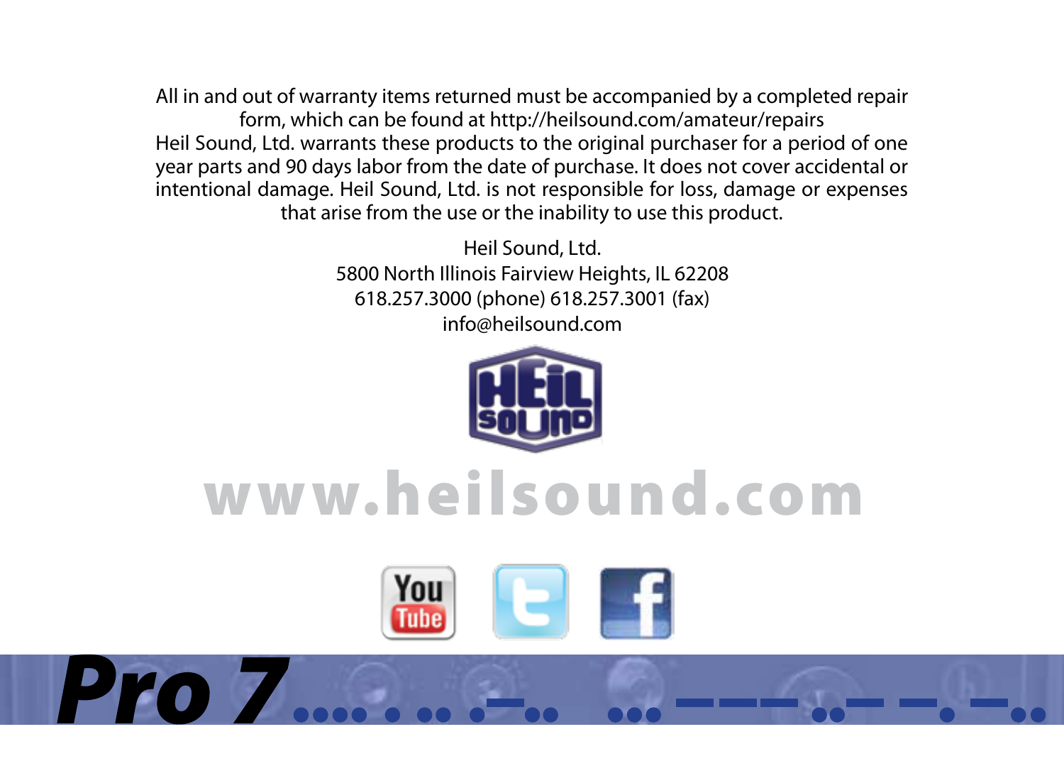All in and out of warranty items returned must be accompanied by a completed repair form, which can be found at http://heilsound.com/amateur/repairs
Heil Sound, Ltd. warrants these products to the original purchaser for a period of one year parts and 90 days labor from the date of purchase. It does not cover accidental or intentional damage. Heil Sound, Ltd. is not responsible for loss, damage or expenses that arise from the use or the inability to use this product.

Heil Sound, Ltd.
5800 North Illinois Fairview Heights, IL 62208
618.257.3000 (phone) 618.257.3001 (fax)
info@heilsound.com

**www.heilsound.com**

***Pro 7***